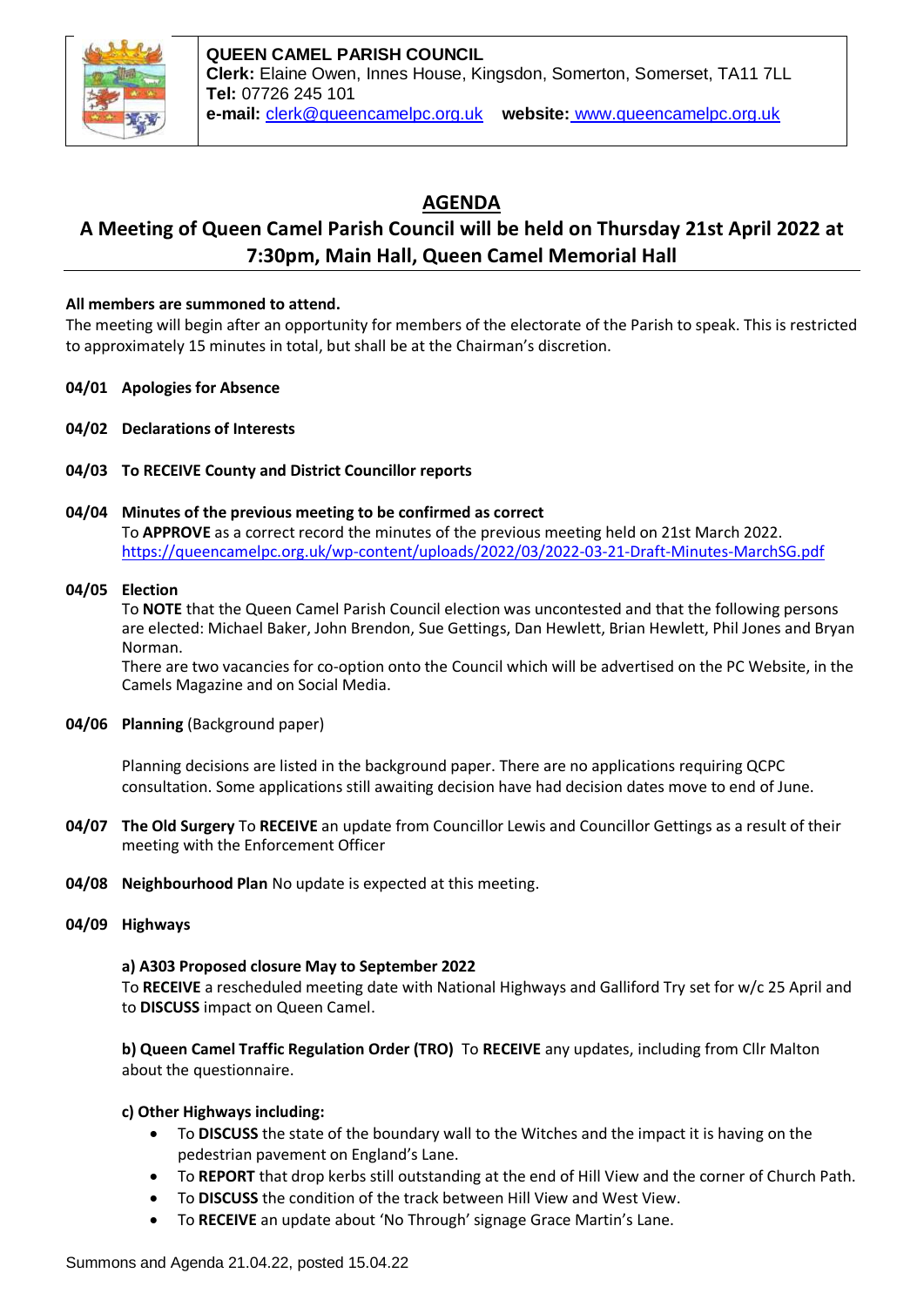**QUEEN CAMEL PARISH COUNCIL**
**Clerk:** Elaine Owen, Innes House, Kingsdon, Somerton, Somerset, TA11 7LL
**Tel:** 07726 245 101
**e-mail:** clerk@queencamelpc.org.uk **website:** www.queencamelpc.org.uk

# AGENDA

## A Meeting of Queen Camel Parish Council will be held on Thursday 21st April 2022 at 7:30pm, Main Hall, Queen Camel Memorial Hall

**All members are summoned to attend.**

The meeting will begin after an opportunity for members of the electorate of the Parish to speak. This is restricted to approximately 15 minutes in total, but shall be at the Chairman's discretion.

**04/01 Apologies for Absence**

**04/02 Declarations of Interests**

**04/03 To RECEIVE County and District Councillor reports**

**04/04 Minutes of the previous meeting to be confirmed as correct**
To **APPROVE** as a correct record the minutes of the previous meeting held on 21st March 2022.
https://queencamelpc.org.uk/wp-content/uploads/2022/03/2022-03-21-Draft-Minutes-MarchSG.pdf

**04/05 Election**
To **NOTE** that the Queen Camel Parish Council election was uncontested and that the following persons are elected: Michael Baker, John Brendon, Sue Gettings, Dan Hewlett, Brian Hewlett, Phil Jones and Bryan Norman.
There are two vacancies for co-option onto the Council which will be advertised on the PC Website, in the Camels Magazine and on Social Media.

**04/06 Planning** (Background paper)

Planning decisions are listed in the background paper. There are no applications requiring QCPC consultation. Some applications still awaiting decision have had decision dates move to end of June.

**04/07 The Old Surgery** To **RECEIVE** an update from Councillor Lewis and Councillor Gettings as a result of their meeting with the Enforcement Officer

**04/08 Neighbourhood Plan** No update is expected at this meeting.

**04/09 Highways**

**a) A303 Proposed closure May to September 2022**
To **RECEIVE** a rescheduled meeting date with National Highways and Galliford Try set for w/c 25 April and to **DISCUSS** impact on Queen Camel.

**b) Queen Camel Traffic Regulation Order (TRO)** To **RECEIVE** any updates, including from Cllr Malton about the questionnaire.

**c) Other Highways including:**

- To **DISCUSS** the state of the boundary wall to the Witches and the impact it is having on the pedestrian pavement on England's Lane.
- To **REPORT** that drop kerbs still outstanding at the end of Hill View and the corner of Church Path.
- To **DISCUSS** the condition of the track between Hill View and West View.
- To **RECEIVE** an update about 'No Through' signage Grace Martin's Lane.

Summons and Agenda 21.04.22, posted 15.04.22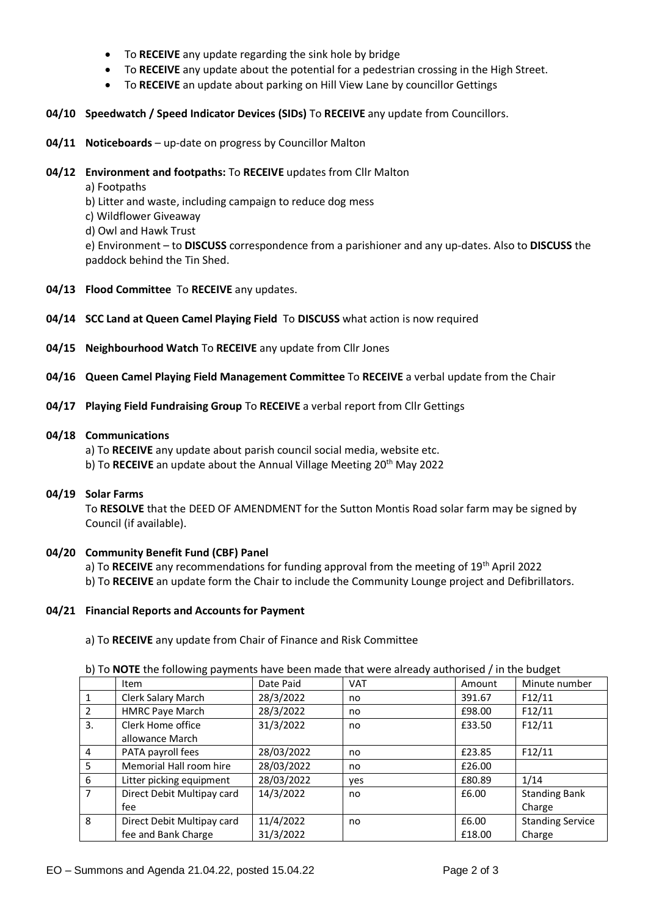- To **RECEIVE** any update regarding the sink hole by bridge
- To **RECEIVE** any update about the potential for a pedestrian crossing in the High Street.
- To **RECEIVE** an update about parking on Hill View Lane by councillor Gettings

**04/10 Speedwatch / Speed Indicator Devices (SIDs)** To **RECEIVE** any update from Councillors.

**04/11 Noticeboards** – up-date on progress by Councillor Malton

**04/12 Environment and footpaths:** To **RECEIVE** updates from Cllr Malton

a) Footpaths
b) Litter and waste, including campaign to reduce dog mess
c) Wildflower Giveaway
d) Owl and Hawk Trust
e) Environment – to **DISCUSS** correspondence from a parishioner and any up-dates. Also to **DISCUSS** the paddock behind the Tin Shed.

**04/13 Flood Committee** To **RECEIVE** any updates.

**04/14 SCC Land at Queen Camel Playing Field** To **DISCUSS** what action is now required

**04/15 Neighbourhood Watch** To **RECEIVE** any update from Cllr Jones

**04/16 Queen Camel Playing Field Management Committee** To **RECEIVE** a verbal update from the Chair

**04/17 Playing Field Fundraising Group** To **RECEIVE** a verbal report from Cllr Gettings

**04/18 Communications**

a) To **RECEIVE** any update about parish council social media, website etc.
b) To **RECEIVE** an update about the Annual Village Meeting 20th May 2022

**04/19 Solar Farms**

To **RESOLVE** that the DEED OF AMENDMENT for the Sutton Montis Road solar farm may be signed by Council (if available).

**04/20 Community Benefit Fund (CBF) Panel**

a) To **RECEIVE** any recommendations for funding approval from the meeting of 19th April 2022
b) To **RECEIVE** an update form the Chair to include the Community Lounge project and Defibrillators.

**04/21 Financial Reports and Accounts for Payment**

a) To **RECEIVE** any update from Chair of Finance and Risk Committee

b) To **NOTE** the following payments have been made that were already authorised / in the budget

| | Item | Date Paid | VAT | Amount | Minute number |
|---|---|---|---|---|---|
| 1 | Clerk Salary March | 28/3/2022 | no | 391.67 | F12/11 |
| 2 | HMRC Paye March | 28/3/2022 | no | £98.00 | F12/11 |
| 3. | Clerk Home office allowance March | 31/3/2022 | no | £33.50 | F12/11 |
| 4 | PATA payroll fees | 28/03/2022 | no | £23.85 | F12/11 |
| 5 | Memorial Hall room hire | 28/03/2022 | no | £26.00 | |
| 6 | Litter picking equipment | 28/03/2022 | yes | £80.89 | 1/14 |
| 7 | Direct Debit Multipay card fee | 14/3/2022 | no | £6.00 | Standing Bank Charge |
| 8 | Direct Debit Multipay card fee and Bank Charge | 11/4/2022<br>31/3/2022 | no | £6.00<br>£18.00 | Standing Service Charge |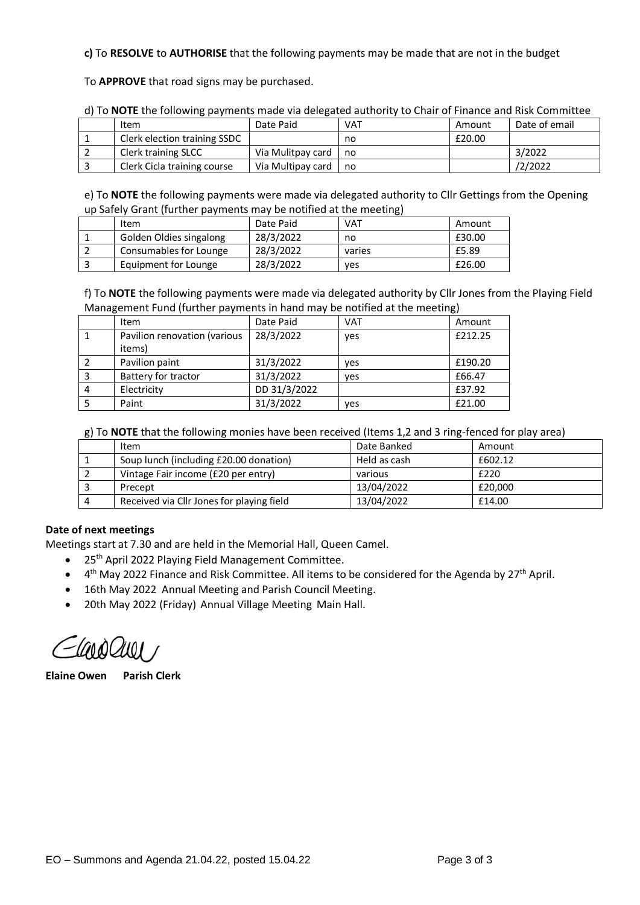**c)** To **RESOLVE** to **AUTHORISE** that the following payments may be made that are not in the budget

To **APPROVE** that road signs may be purchased.

d) To **NOTE** the following payments made via delegated authority to Chair of Finance and Risk Committee

| | Item | Date Paid | VAT | Amount | Date of email |
|---|---|---|---|---|---|
| 1 | Clerk election training SSDC | | no | £20.00 | |
| 2 | Clerk training SLCC | Via Mulitpay card | no | | 3/2022 |
| 3 | Clerk Cicla training course | Via Multipay card | no | | /2/2022 |

e) To **NOTE** the following payments were made via delegated authority to Cllr Gettings from the Opening up Safely Grant (further payments may be notified at the meeting)

| | Item | Date Paid | VAT | Amount |
|---|---|---|---|---|
| 1 | Golden Oldies singalong | 28/3/2022 | no | £30.00 |
| 2 | Consumables for Lounge | 28/3/2022 | varies | £5.89 |
| 3 | Equipment for Lounge | 28/3/2022 | yes | £26.00 |

f) To **NOTE** the following payments were made via delegated authority by Cllr Jones from the Playing Field Management Fund (further payments in hand may be notified at the meeting)

| | Item | Date Paid | VAT | Amount |
|---|---|---|---|---|
| 1 | Pavilion renovation (various items) | 28/3/2022 | yes | £212.25 |
| 2 | Pavilion paint | 31/3/2022 | yes | £190.20 |
| 3 | Battery for tractor | 31/3/2022 | yes | £66.47 |
| 4 | Electricity | DD 31/3/2022 | | £37.92 |
| 5 | Paint | 31/3/2022 | yes | £21.00 |

g) To **NOTE** that the following monies have been received (Items 1,2 and 3 ring-fenced for play area)

| | Item | Date Banked | Amount |
|---|---|---|---|
| 1 | Soup lunch (including £20.00 donation) | Held as cash | £602.12 |
| 2 | Vintage Fair income (£20 per entry) | various | £220 |
| 3 | Precept | 13/04/2022 | £20,000 |
| 4 | Received via Cllr Jones for playing field | 13/04/2022 | £14.00 |

**Date of next meetings**

Meetings start at 7.30 and are held in the Memorial Hall, Queen Camel.

- 25th April 2022 Playing Field Management Committee.
- 4th May 2022 Finance and Risk Committee. All items to be considered for the Agenda by 27th April.
- 16th May 2022 Annual Meeting and Parish Council Meeting.
- 20th May 2022 (Friday) Annual Village Meeting Main Hall.

**Elaine Owen Parish Clerk**